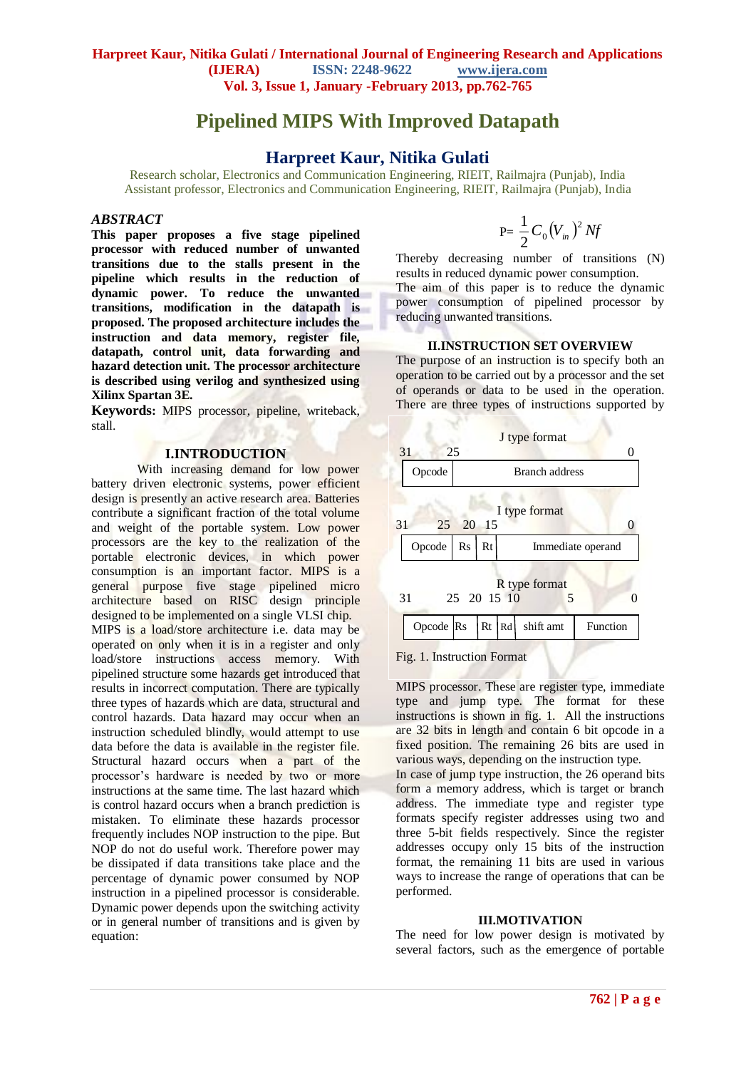# Pipelined MIPS With Improved Datapath

## Harpreet Kaur, Nitika Gulati

Research scholar, Electronics and Communication Engineering, RIEIT, Railmajra (Punjab), India
Assistant professor, Electronics and Communication Engineering, RIEIT, Railmajra (Punjab), India

### *ABSTRACT*

**This paper proposes a five stage pipelined processor with reduced number of unwanted transitions due to the stalls present in the pipeline which results in the reduction of dynamic power. To reduce the unwanted transitions, modification in the datapath is proposed. The proposed architecture includes the instruction and data memory, register file, datapath, control unit, data forwarding and hazard detection unit. The processor architecture is described using verilog and synthesized using Xilinx Spartan 3E.**

**Keywords:** MIPS processor, pipeline, writeback, stall.

### I.INTRODUCTION

With increasing demand for low power battery driven electronic systems, power efficient design is presently an active research area. Batteries contribute a significant fraction of the total volume and weight of the portable system. Low power processors are the key to the realization of the portable electronic devices, in which power consumption is an important factor. MIPS is a general purpose five stage pipelined micro architecture based on RISC design principle designed to be implemented on a single VLSI chip.

MIPS is a load/store architecture i.e. data may be operated on only when it is in a register and only load/store instructions access memory. With pipelined structure some hazards get introduced that results in incorrect computation. There are typically three types of hazards which are data, structural and control hazards. Data hazard may occur when an instruction scheduled blindly, would attempt to use data before the data is available in the register file. Structural hazard occurs when a part of the processor's hardware is needed by two or more instructions at the same time. The last hazard which is control hazard occurs when a branch prediction is mistaken. To eliminate these hazards processor frequently includes NOP instruction to the pipe. But NOP do not do useful work. Therefore power may be dissipated if data transitions take place and the percentage of dynamic power consumed by NOP instruction in a pipelined processor is considerable. Dynamic power depends upon the switching activity or in general number of transitions and is given by equation:

$$P = \frac{1}{2} C_0 (V_{in})^2 Nf$$

Thereby decreasing number of transitions (N) results in reduced dynamic power consumption.

The aim of this paper is to reduce the dynamic power consumption of pipelined processor by reducing unwanted transitions.

### II.INSTRUCTION SET OVERVIEW

The purpose of an instruction is to specify both an operation to be carried out by a processor and the set of operands or data to be used in the operation. There are three types of instructions supported by

J type format (bits 31–26, 25–0):

| Opcode | Branch address |
|---|---|

I type format (bits 31–26, 25–21, 20–16, 15–0):

| Opcode | Rs | Rt | Immediate operand |
|---|---|---|---|

R type format (bits 31–26, 25–21, 20–16, 15–11, 10–6, 5–0):

| Opcode | Rs | Rt | Rd | shift amt | Function |
|---|---|---|---|---|---|

Fig. 1. Instruction Format

MIPS processor. These are register type, immediate type and jump type. The format for these instructions is shown in fig. 1. All the instructions are 32 bits in length and contain 6 bit opcode in a fixed position. The remaining 26 bits are used in various ways, depending on the instruction type.

In case of jump type instruction, the 26 operand bits form a memory address, which is target or branch address. The immediate type and register type formats specify register addresses using two and three 5-bit fields respectively. Since the register addresses occupy only 15 bits of the instruction format, the remaining 11 bits are used in various ways to increase the range of operations that can be performed.

### III.MOTIVATION

The need for low power design is motivated by several factors, such as the emergence of portable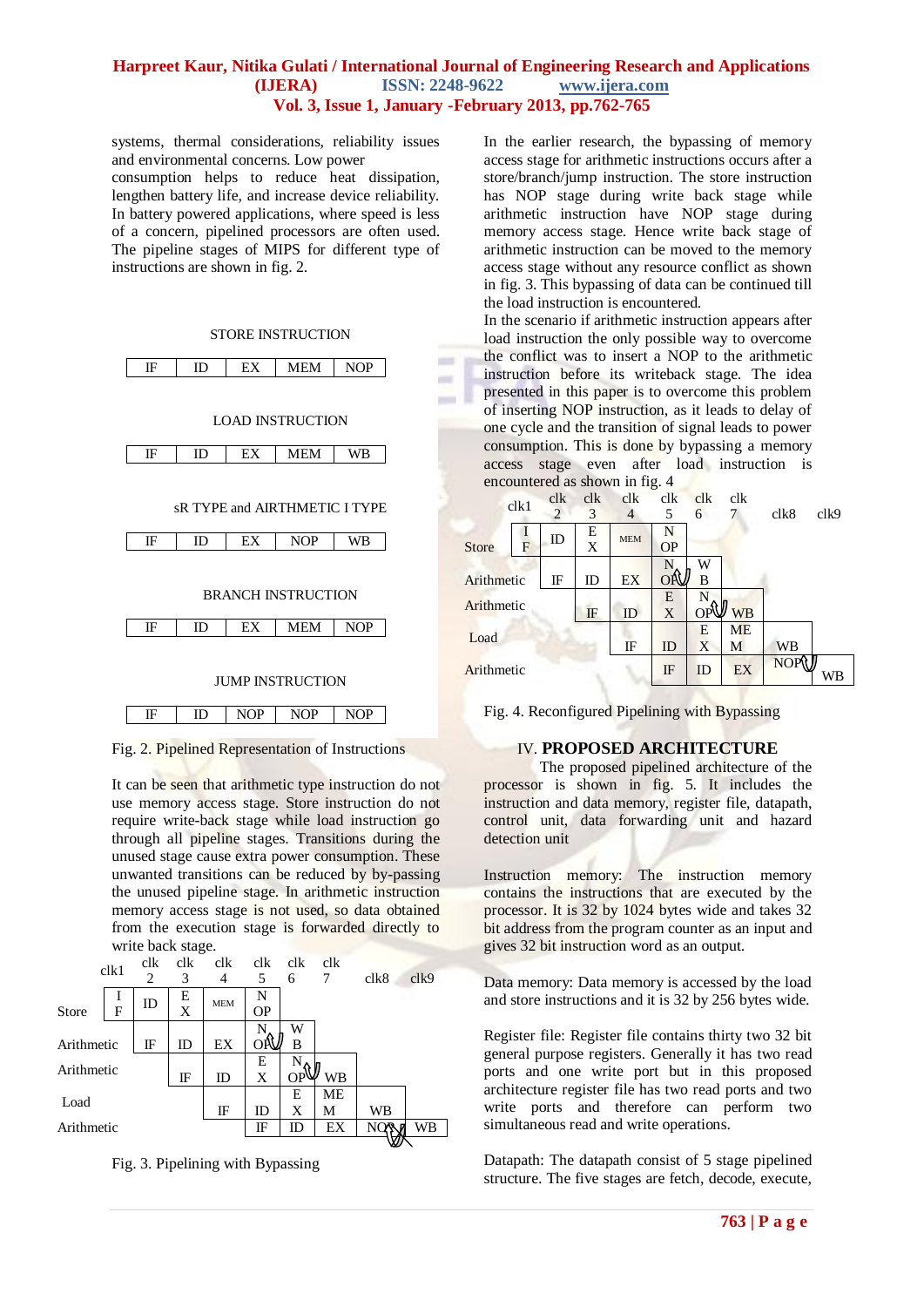systems, thermal considerations, reliability issues and environmental concerns. Low power consumption helps to reduce heat dissipation, lengthen battery life, and increase device reliability. In battery powered applications, where speed is less of a concern, pipelined processors are often used. The pipeline stages of MIPS for different type of instructions are shown in fig. 2.

STORE INSTRUCTION

| IF | ID | EX | MEM | NOP |
|---|---|---|---|---|

LOAD INSTRUCTION

| IF | ID | EX | MEM | WB |
|---|---|---|---|---|

sR TYPE and AIRTHMETIC I TYPE

| IF | ID | EX | NOP | WB |
|---|---|---|---|---|

BRANCH INSTRUCTION

| IF | ID | EX | MEM | NOP |
|---|---|---|---|---|

JUMP INSTRUCTION

| IF | ID | NOP | NOP | NOP |
|---|---|---|---|---|

Fig. 2. Pipelined Representation of Instructions

It can be seen that arithmetic type instruction do not use memory access stage. Store instruction do not require write-back stage while load instruction go through all pipeline stages. Transitions during the unused stage cause extra power consumption. These unwanted transitions can be reduced by by-passing the unused pipeline stage. In arithmetic instruction memory access stage is not used, so data obtained from the execution stage is forwarded directly to write back stage.

| | clk1 | clk 2 | clk 3 | clk 4 | clk 5 | clk 6 | clk 7 | clk8 | clk9 |
|---|---|---|---|---|---|---|---|---|---|
| Store | IF | ID | EX | MEM | NOP | | | | |
| Arithmetic | | IF | ID | EX | NOP | WB | | | |
| Arithmetic | | | IF | ID | EX | NOP | WB | | |
| Load | | | | IF | ID | EX | MEM | WB | |
| Arithmetic | | | | | IF | ID | EX | NOP | WB |

Fig. 3. Pipelining with Bypassing

In the earlier research, the bypassing of memory access stage for arithmetic instructions occurs after a store/branch/jump instruction. The store instruction has NOP stage during write back stage while arithmetic instruction have NOP stage during memory access stage. Hence write back stage of arithmetic instruction can be moved to the memory access stage without any resource conflict as shown in fig. 3. This bypassing of data can be continued till the load instruction is encountered.

In the scenario if arithmetic instruction appears after load instruction the only possible way to overcome the conflict was to insert a NOP to the arithmetic instruction before its writeback stage. The idea presented in this paper is to overcome this problem of inserting NOP instruction, as it leads to delay of one cycle and the transition of signal leads to power consumption. This is done by bypassing a memory access stage even after load instruction is encountered as shown in fig. 4

| | clk1 | clk 2 | clk 3 | clk 4 | clk 5 | clk 6 | clk 7 | clk8 | clk9 |
|---|---|---|---|---|---|---|---|---|---|
| Store | IF | ID | EX | MEM | NOP | | | | |
| Arithmetic | | IF | ID | EX | NOP | WB | | | |
| Arithmetic | | | IF | ID | EX | NOP | WB | | |
| Load | | | | IF | ID | EX | MEM | WB | |
| Arithmetic | | | | | IF | ID | EX | NOP | WB |

Fig. 4. Reconfigured Pipelining with Bypassing

## IV. PROPOSED ARCHITECTURE

The proposed pipelined architecture of the processor is shown in fig. 5. It includes the instruction and data memory, register file, datapath, control unit, data forwarding unit and hazard detection unit

Instruction memory: The instruction memory contains the instructions that are executed by the processor. It is 32 by 1024 bytes wide and takes 32 bit address from the program counter as an input and gives 32 bit instruction word as an output.

Data memory: Data memory is accessed by the load and store instructions and it is 32 by 256 bytes wide.

Register file: Register file contains thirty two 32 bit general purpose registers. Generally it has two read ports and one write port but in this proposed architecture register file has two read ports and two write ports and therefore can perform two simultaneous read and write operations.

Datapath: The datapath consist of 5 stage pipelined structure. The five stages are fetch, decode, execute,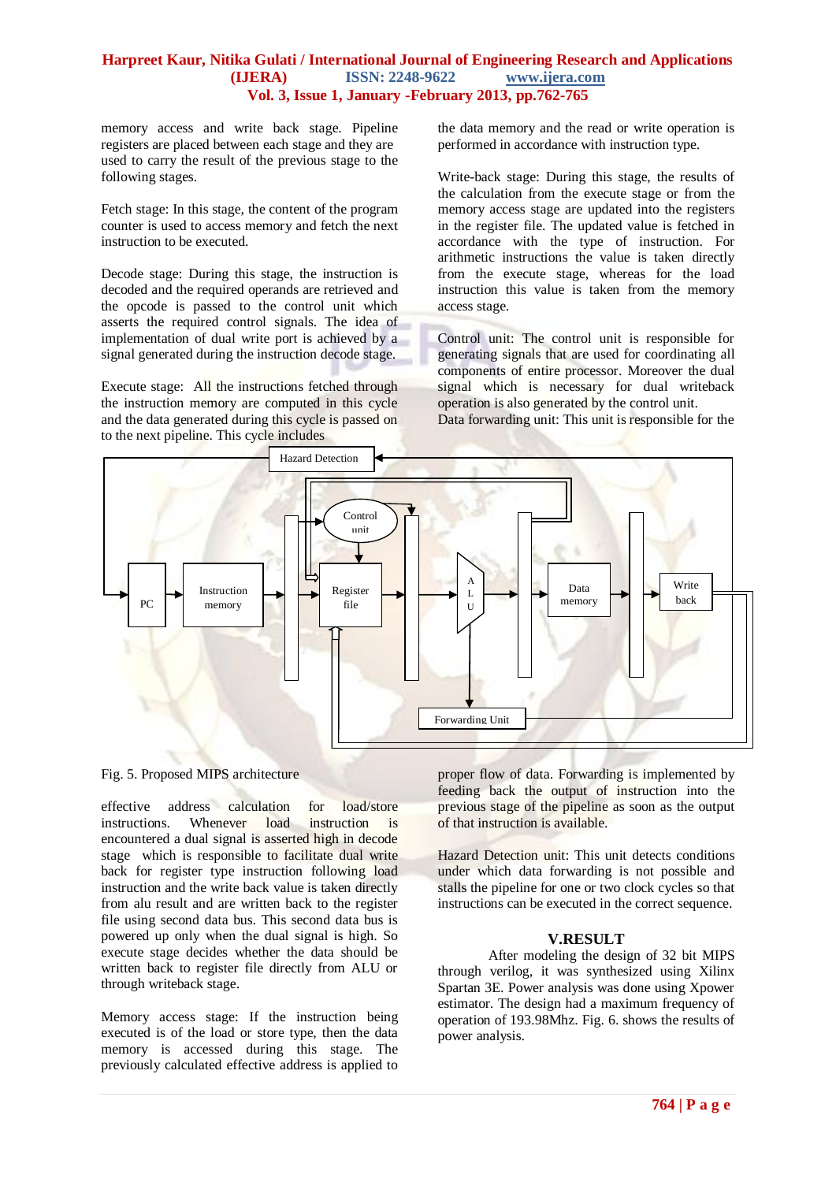memory access and write back stage. Pipeline registers are placed between each stage and they are used to carry the result of the previous stage to the following stages.

Fetch stage: In this stage, the content of the program counter is used to access memory and fetch the next instruction to be executed.

Decode stage: During this stage, the instruction is decoded and the required operands are retrieved and the opcode is passed to the control unit which asserts the required control signals. The idea of implementation of dual write port is achieved by a signal generated during the instruction decode stage.

Execute stage: All the instructions fetched through the instruction memory are computed in this cycle and the data generated during this cycle is passed on to the next pipeline. This cycle includes effective address calculation for load/store instructions. Whenever load instruction is encountered a dual signal is asserted high in decode stage which is responsible to facilitate dual write back for register type instruction following load instruction and the write back value is taken directly from alu result and are written back to the register file using second data bus. This second data bus is powered up only when the dual signal is high. So execute stage decides whether the data should be written back to register file directly from ALU or through writeback stage.

Memory access stage: If the instruction being executed is of the load or store type, then the data memory is accessed during this stage. The previously calculated effective address is applied to the data memory and the read or write operation is performed in accordance with instruction type.

Write-back stage: During this stage, the results of the calculation from the execute stage or from the memory access stage are updated into the registers in the register file. The updated value is fetched in accordance with the type of instruction. For arithmetic instructions the value is taken directly from the execute stage, whereas for the load instruction this value is taken from the memory access stage.

Control unit: The control unit is responsible for generating signals that are used for coordinating all components of entire processor. Moreover the dual signal which is necessary for dual writeback operation is also generated by the control unit.

Data forwarding unit: This unit is responsible for the proper flow of data. Forwarding is implemented by feeding back the output of instruction into the previous stage of the pipeline as soon as the output of that instruction is available.

Hazard Detection unit: This unit detects conditions under which data forwarding is not possible and stalls the pipeline for one or two clock cycles so that instructions can be executed in the correct sequence.

Fig. 5. Proposed MIPS architecture

## V.RESULT

After modeling the design of 32 bit MIPS through verilog, it was synthesized using Xilinx Spartan 3E. Power analysis was done using Xpower estimator. The design had a maximum frequency of operation of 193.98Mhz. Fig. 6. shows the results of power analysis.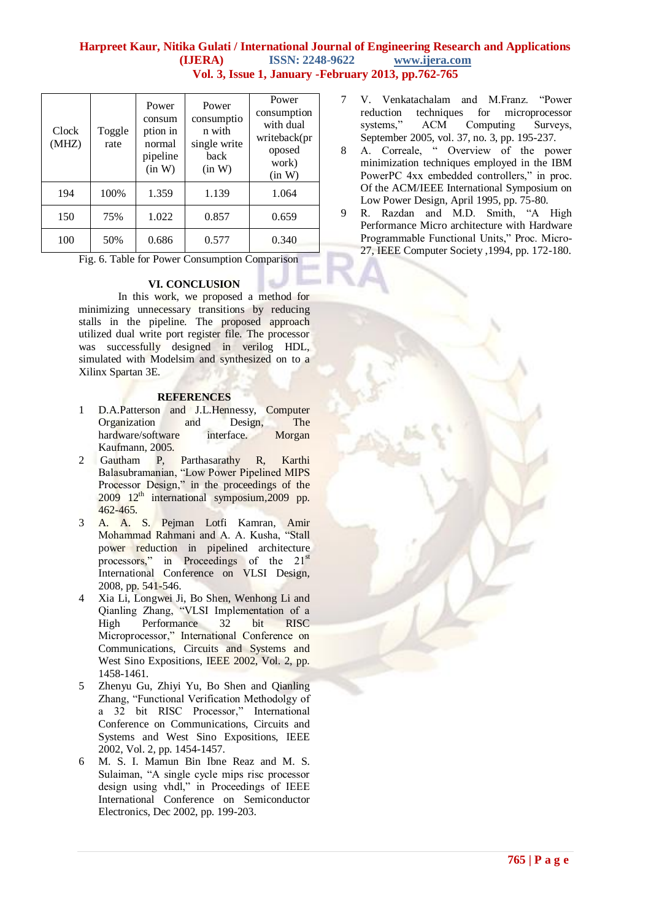| Clock (MHZ) | Toggle rate | Power consumption in normal pipeline (in W) | Power consumption with single write back (in W) | Power consumption with dual writeback(proposed work) (in W) |
|---|---|---|---|---|
| 194 | 100% | 1.359 | 1.139 | 1.064 |
| 150 | 75% | 1.022 | 0.857 | 0.659 |
| 100 | 50% | 0.686 | 0.577 | 0.340 |

Fig. 6. Table for Power Consumption Comparison

## VI. CONCLUSION

In this work, we proposed a method for minimizing unnecessary transitions by reducing stalls in the pipeline. The proposed approach utilized dual write port register file. The processor was successfully designed in verilog HDL, simulated with Modelsim and synthesized on to a Xilinx Spartan 3E.

## REFERENCES

1. D.A.Patterson and J.L.Hennessy, Computer Organization and Design, The hardware/software interface. Morgan Kaufmann, 2005.
2. Gautham P, Parthasarathy R, Karthi Balasubramanian, "Low Power Pipelined MIPS Processor Design," in the proceedings of the 2009 12th international symposium,2009 pp. 462-465.
3. A. A. S. Pejman Lotfi Kamran, Amir Mohammad Rahmani and A. A. Kusha, "Stall power reduction in pipelined architecture processors," in Proceedings of the 21st International Conference on VLSI Design, 2008, pp. 541-546.
4. Xia Li, Longwei Ji, Bo Shen, Wenhong Li and Qianling Zhang, "VLSI Implementation of a High Performance 32 bit RISC Microprocessor," International Conference on Communications, Circuits and Systems and West Sino Expositions, IEEE 2002, Vol. 2, pp. 1458-1461.
5. Zhenyu Gu, Zhiyi Yu, Bo Shen and Qianling Zhang, "Functional Verification Methodolgy of a 32 bit RISC Processor," International Conference on Communications, Circuits and Systems and West Sino Expositions, IEEE 2002, Vol. 2, pp. 1454-1457.
6. M. S. I. Mamun Bin Ibne Reaz and M. S. Sulaiman, "A single cycle mips risc processor design using vhdl," in Proceedings of IEEE International Conference on Semiconductor Electronics, Dec 2002, pp. 199-203.
7. V. Venkatachalam and M.Franz. "Power reduction techniques for microprocessor systems," ACM Computing Surveys, September 2005, vol. 37, no. 3, pp. 195-237.
8. A. Correale, " Overview of the power minimization techniques employed in the IBM PowerPC 4xx embedded controllers," in proc. Of the ACM/IEEE International Symposium on Low Power Design, April 1995, pp. 75-80.
9. R. Razdan and M.D. Smith, "A High Performance Micro architecture with Hardware Programmable Functional Units," Proc. Micro-27, IEEE Computer Society ,1994, pp. 172-180.